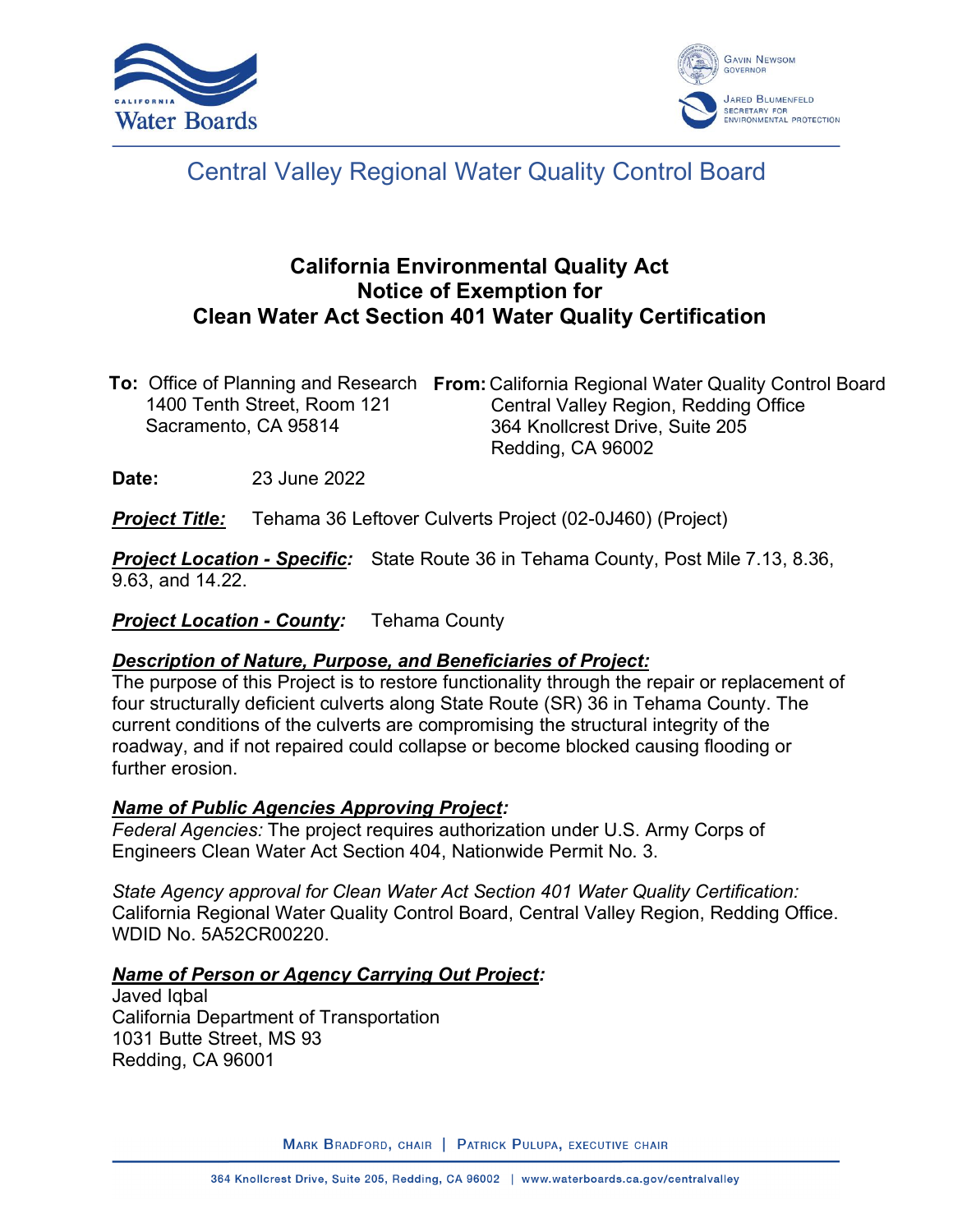# Central Valley Regional Water Quality Control Board

## California Environmental Quality Act
## Notice of Exemption for
## Clean Water Act Section 401 Water Quality Certification

**To:** Office of Planning and Research
1400 Tenth Street, Room 121
Sacramento, CA 95814

**From:** California Regional Water Quality Control Board
Central Valley Region, Redding Office
364 Knollcrest Drive, Suite 205
Redding, CA 96002

**Date:** 23 June 2022

***Project Title:*** Tehama 36 Leftover Culverts Project (02-0J460) (Project)

***Project Location - Specific:*** State Route 36 in Tehama County, Post Mile 7.13, 8.36, 9.63, and 14.22.

***Project Location - County:*** Tehama County

***Description of Nature, Purpose, and Beneficiaries of Project:***
The purpose of this Project is to restore functionality through the repair or replacement of four structurally deficient culverts along State Route (SR) 36 in Tehama County. The current conditions of the culverts are compromising the structural integrity of the roadway, and if not repaired could collapse or become blocked causing flooding or further erosion.

***Name of Public Agencies Approving Project:***
*Federal Agencies:* The project requires authorization under U.S. Army Corps of Engineers Clean Water Act Section 404, Nationwide Permit No. 3.

*State Agency approval for Clean Water Act Section 401 Water Quality Certification:* California Regional Water Quality Control Board, Central Valley Region, Redding Office. WDID No. 5A52CR00220.

***Name of Person or Agency Carrying Out Project:***
Javed Iqbal
California Department of Transportation
1031 Butte Street, MS 93
Redding, CA 96001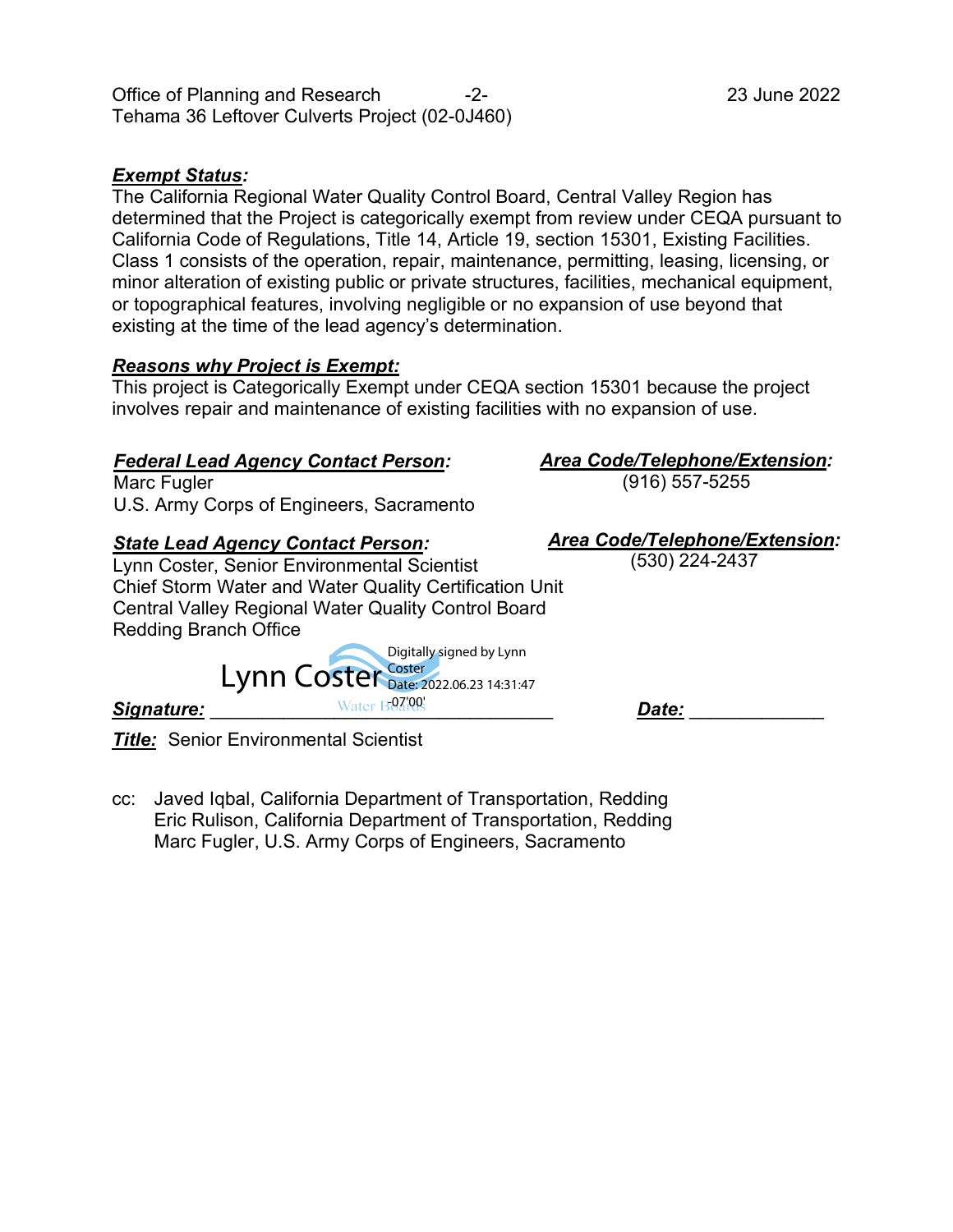***Exempt Status:***
The California Regional Water Quality Control Board, Central Valley Region has determined that the Project is categorically exempt from review under CEQA pursuant to California Code of Regulations, Title 14, Article 19, section 15301, Existing Facilities. Class 1 consists of the operation, repair, maintenance, permitting, leasing, licensing, or minor alteration of existing public or private structures, facilities, mechanical equipment, or topographical features, involving negligible or no expansion of use beyond that existing at the time of the lead agency's determination.

***Reasons why Project is Exempt:***
This project is Categorically Exempt under CEQA section 15301 because the project involves repair and maintenance of existing facilities with no expansion of use.

***Federal Lead Agency Contact Person:***
Marc Fugler
U.S. Army Corps of Engineers, Sacramento

***Area Code/Telephone/Extension:***
(916) 557-5255

***State Lead Agency Contact Person:***
Lynn Coster, Senior Environmental Scientist
Chief Storm Water and Water Quality Certification Unit
Central Valley Regional Water Quality Control Board
Redding Branch Office

***Area Code/Telephone/Extension:***
(530) 224-2437

***Signature:*** Lynn Coster — Digitally signed by Lynn Coster Date: 2022.06.23 14:31:47 -07'00' ***Date:*** ____________

***Title:*** Senior Environmental Scientist

cc: Javed Iqbal, California Department of Transportation, Redding
Eric Rulison, California Department of Transportation, Redding
Marc Fugler, U.S. Army Corps of Engineers, Sacramento